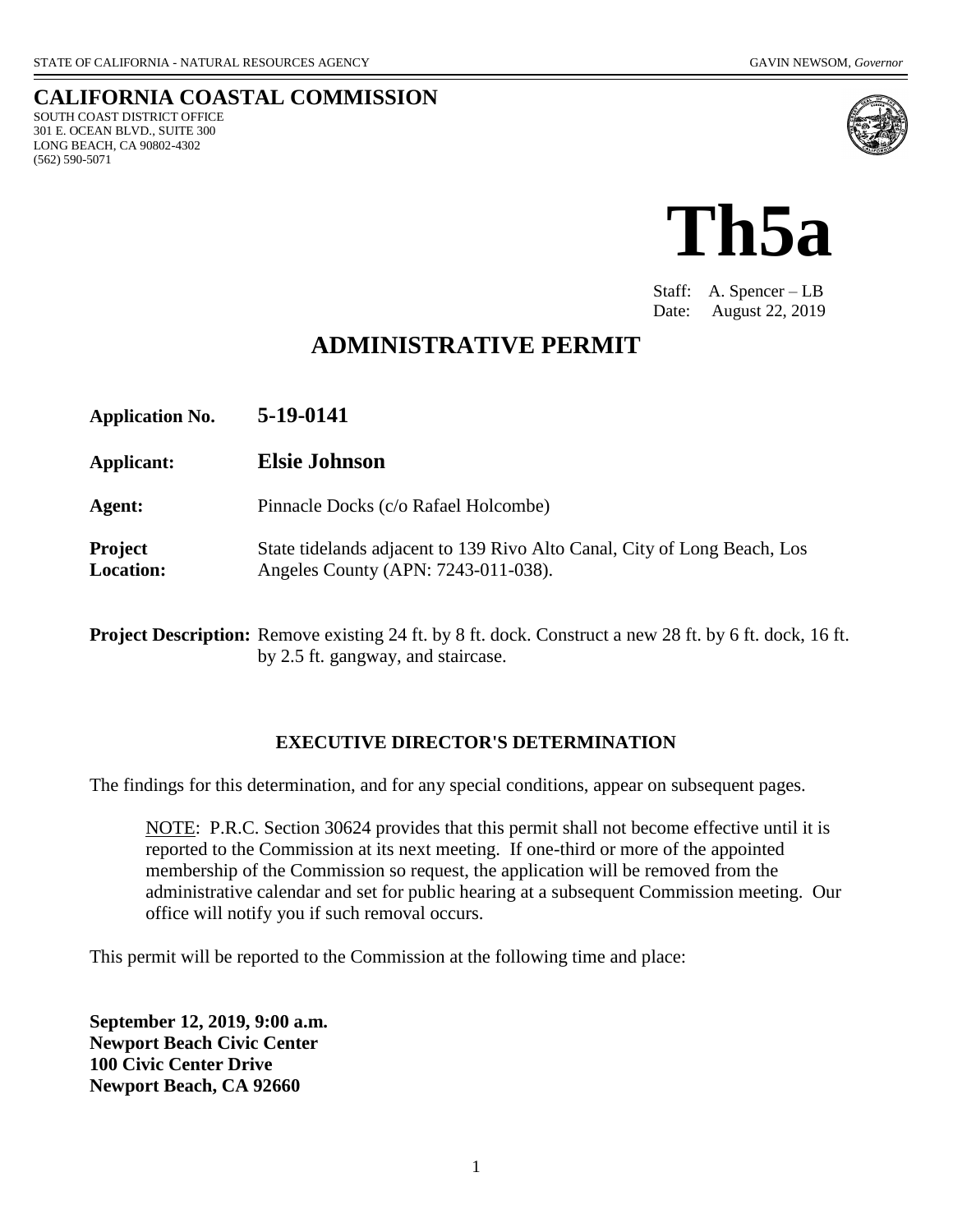STATE OF CALIFORNIA - NATURAL RESOURCES AGENCY GAVIN NEWSOM, *Governor*

# CALIFORNIA COASTAL COMMISSION

SOUTH COAST DISTRICT OFFICE
301 E. OCEAN BLVD., SUITE 300
LONG BEACH, CA 90802-4302
(562) 590-5071

# Th5a

Staff: A. Spencer – LB
Date: August 22, 2019

## ADMINISTRATIVE PERMIT

**Application No.** **5-19-0141**

**Applicant:** **Elsie Johnson**

**Agent:** Pinnacle Docks (c/o Rafael Holcombe)

**Project Location:** State tidelands adjacent to 139 Rivo Alto Canal, City of Long Beach, Los Angeles County (APN: 7243-011-038).

**Project Description:** Remove existing 24 ft. by 8 ft. dock. Construct a new 28 ft. by 6 ft. dock, 16 ft. by 2.5 ft. gangway, and staircase.

### EXECUTIVE DIRECTOR'S DETERMINATION

The findings for this determination, and for any special conditions, appear on subsequent pages.

NOTE: P.R.C. Section 30624 provides that this permit shall not become effective until it is reported to the Commission at its next meeting. If one-third or more of the appointed membership of the Commission so request, the application will be removed from the administrative calendar and set for public hearing at a subsequent Commission meeting. Our office will notify you if such removal occurs.

This permit will be reported to the Commission at the following time and place:

**September 12, 2019, 9:00 a.m.**
**Newport Beach Civic Center**
**100 Civic Center Drive**
**Newport Beach, CA 92660**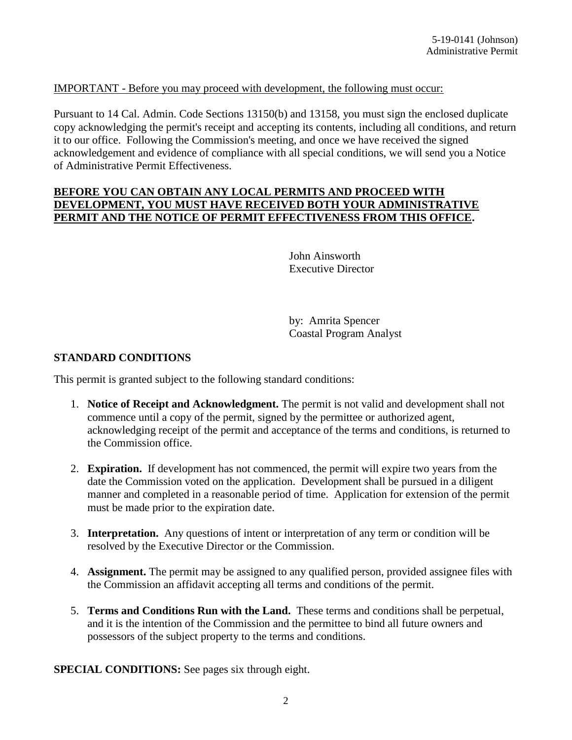IMPORTANT - Before you may proceed with development, the following must occur:

Pursuant to 14 Cal. Admin. Code Sections 13150(b) and 13158, you must sign the enclosed duplicate copy acknowledging the permit's receipt and accepting its contents, including all conditions, and return it to our office. Following the Commission's meeting, and once we have received the signed acknowledgement and evidence of compliance with all special conditions, we will send you a Notice of Administrative Permit Effectiveness.

**BEFORE YOU CAN OBTAIN ANY LOCAL PERMITS AND PROCEED WITH DEVELOPMENT, YOU MUST HAVE RECEIVED BOTH YOUR ADMINISTRATIVE PERMIT AND THE NOTICE OF PERMIT EFFECTIVENESS FROM THIS OFFICE.**

John Ainsworth
Executive Director

by: Amrita Spencer
Coastal Program Analyst

## STANDARD CONDITIONS

This permit is granted subject to the following standard conditions:

1. **Notice of Receipt and Acknowledgment.** The permit is not valid and development shall not commence until a copy of the permit, signed by the permittee or authorized agent, acknowledging receipt of the permit and acceptance of the terms and conditions, is returned to the Commission office.

2. **Expiration.** If development has not commenced, the permit will expire two years from the date the Commission voted on the application. Development shall be pursued in a diligent manner and completed in a reasonable period of time. Application for extension of the permit must be made prior to the expiration date.

3. **Interpretation.** Any questions of intent or interpretation of any term or condition will be resolved by the Executive Director or the Commission.

4. **Assignment.** The permit may be assigned to any qualified person, provided assignee files with the Commission an affidavit accepting all terms and conditions of the permit.

5. **Terms and Conditions Run with the Land.** These terms and conditions shall be perpetual, and it is the intention of the Commission and the permittee to bind all future owners and possessors of the subject property to the terms and conditions.

**SPECIAL CONDITIONS:** See pages six through eight.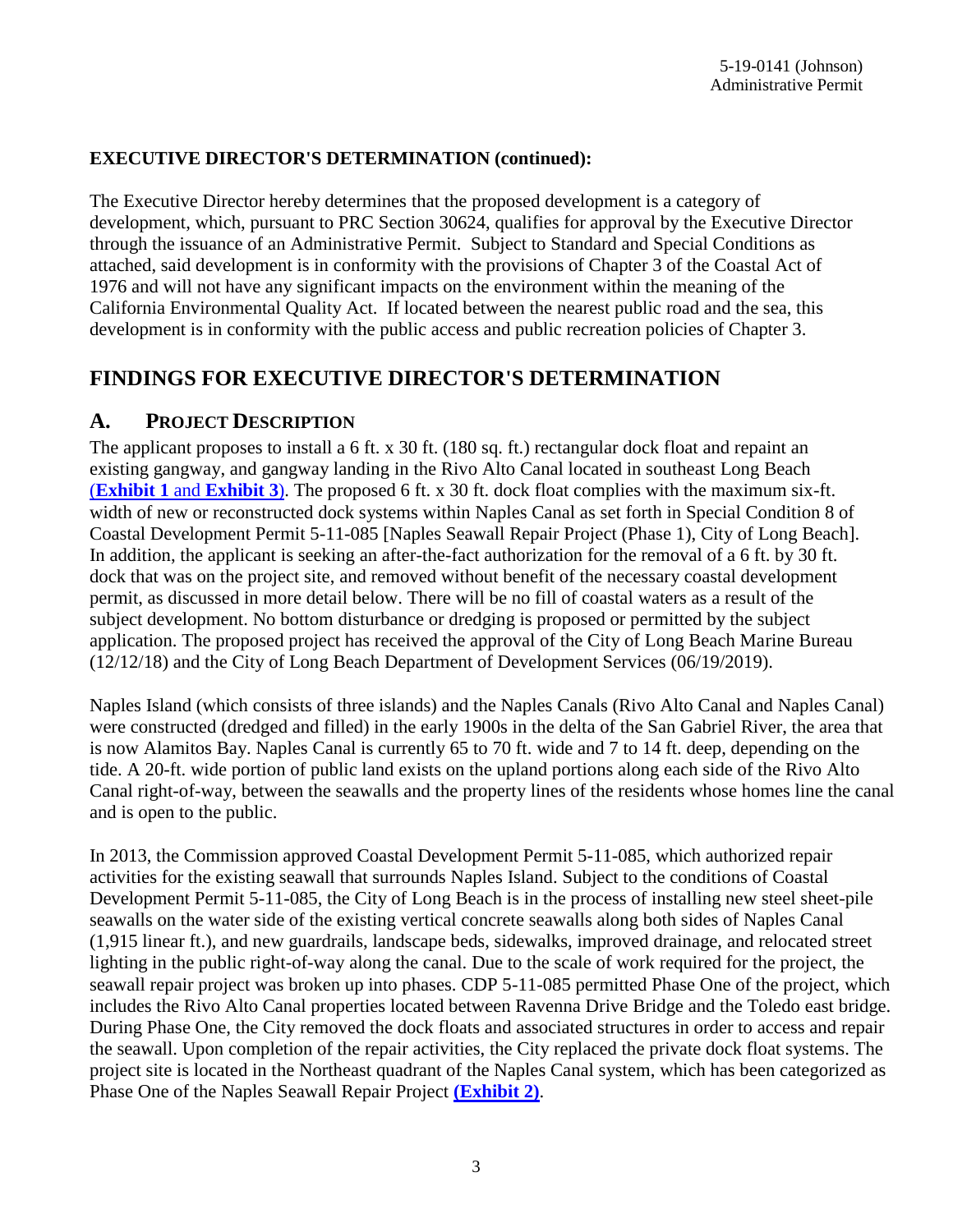## EXECUTIVE DIRECTOR'S DETERMINATION (continued):

The Executive Director hereby determines that the proposed development is a category of development, which, pursuant to PRC Section 30624, qualifies for approval by the Executive Director through the issuance of an Administrative Permit. Subject to Standard and Special Conditions as attached, said development is in conformity with the provisions of Chapter 3 of the Coastal Act of 1976 and will not have any significant impacts on the environment within the meaning of the California Environmental Quality Act. If located between the nearest public road and the sea, this development is in conformity with the public access and public recreation policies of Chapter 3.

# FINDINGS FOR EXECUTIVE DIRECTOR'S DETERMINATION

## A. PROJECT DESCRIPTION

The applicant proposes to install a 6 ft. x 30 ft. (180 sq. ft.) rectangular dock float and repaint an existing gangway, and gangway landing in the Rivo Alto Canal located in southeast Long Beach (**Exhibit 1** and **Exhibit 3**). The proposed 6 ft. x 30 ft. dock float complies with the maximum six-ft. width of new or reconstructed dock systems within Naples Canal as set forth in Special Condition 8 of Coastal Development Permit 5-11-085 [Naples Seawall Repair Project (Phase 1), City of Long Beach]. In addition, the applicant is seeking an after-the-fact authorization for the removal of a 6 ft. by 30 ft. dock that was on the project site, and removed without benefit of the necessary coastal development permit, as discussed in more detail below. There will be no fill of coastal waters as a result of the subject development. No bottom disturbance or dredging is proposed or permitted by the subject application. The proposed project has received the approval of the City of Long Beach Marine Bureau (12/12/18) and the City of Long Beach Department of Development Services (06/19/2019).

Naples Island (which consists of three islands) and the Naples Canals (Rivo Alto Canal and Naples Canal) were constructed (dredged and filled) in the early 1900s in the delta of the San Gabriel River, the area that is now Alamitos Bay. Naples Canal is currently 65 to 70 ft. wide and 7 to 14 ft. deep, depending on the tide. A 20-ft. wide portion of public land exists on the upland portions along each side of the Rivo Alto Canal right-of-way, between the seawalls and the property lines of the residents whose homes line the canal and is open to the public.

In 2013, the Commission approved Coastal Development Permit 5-11-085, which authorized repair activities for the existing seawall that surrounds Naples Island. Subject to the conditions of Coastal Development Permit 5-11-085, the City of Long Beach is in the process of installing new steel sheet-pile seawalls on the water side of the existing vertical concrete seawalls along both sides of Naples Canal (1,915 linear ft.), and new guardrails, landscape beds, sidewalks, improved drainage, and relocated street lighting in the public right-of-way along the canal. Due to the scale of work required for the project, the seawall repair project was broken up into phases. CDP 5-11-085 permitted Phase One of the project, which includes the Rivo Alto Canal properties located between Ravenna Drive Bridge and the Toledo east bridge. During Phase One, the City removed the dock floats and associated structures in order to access and repair the seawall. Upon completion of the repair activities, the City replaced the private dock float systems. The project site is located in the Northeast quadrant of the Naples Canal system, which has been categorized as Phase One of the Naples Seawall Repair Project **(Exhibit 2)**.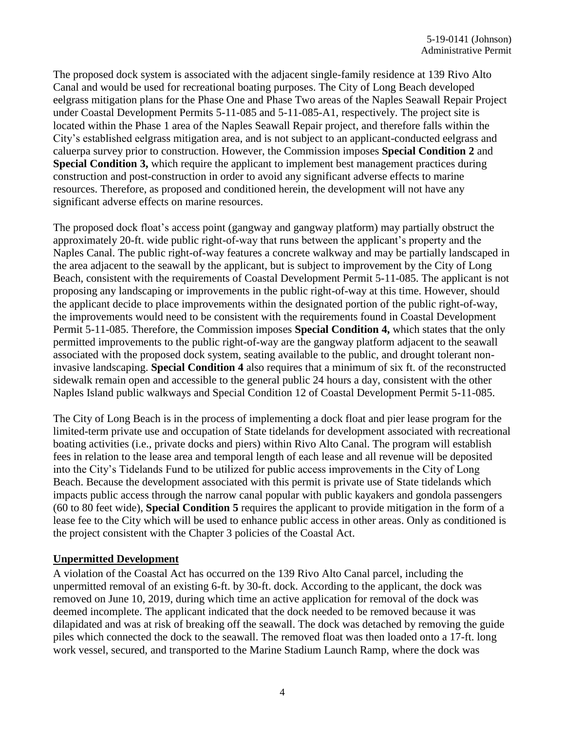The proposed dock system is associated with the adjacent single-family residence at 139 Rivo Alto Canal and would be used for recreational boating purposes. The City of Long Beach developed eelgrass mitigation plans for the Phase One and Phase Two areas of the Naples Seawall Repair Project under Coastal Development Permits 5-11-085 and 5-11-085-A1, respectively. The project site is located within the Phase 1 area of the Naples Seawall Repair project, and therefore falls within the City's established eelgrass mitigation area, and is not subject to an applicant-conducted eelgrass and caluerpa survey prior to construction. However, the Commission imposes **Special Condition 2** and **Special Condition 3,** which require the applicant to implement best management practices during construction and post-construction in order to avoid any significant adverse effects to marine resources. Therefore, as proposed and conditioned herein, the development will not have any significant adverse effects on marine resources.

The proposed dock float's access point (gangway and gangway platform) may partially obstruct the approximately 20-ft. wide public right-of-way that runs between the applicant's property and the Naples Canal. The public right-of-way features a concrete walkway and may be partially landscaped in the area adjacent to the seawall by the applicant, but is subject to improvement by the City of Long Beach, consistent with the requirements of Coastal Development Permit 5-11-085. The applicant is not proposing any landscaping or improvements in the public right-of-way at this time. However, should the applicant decide to place improvements within the designated portion of the public right-of-way, the improvements would need to be consistent with the requirements found in Coastal Development Permit 5-11-085. Therefore, the Commission imposes **Special Condition 4,** which states that the only permitted improvements to the public right-of-way are the gangway platform adjacent to the seawall associated with the proposed dock system, seating available to the public, and drought tolerant non-invasive landscaping. **Special Condition 4** also requires that a minimum of six ft. of the reconstructed sidewalk remain open and accessible to the general public 24 hours a day, consistent with the other Naples Island public walkways and Special Condition 12 of Coastal Development Permit 5-11-085.

The City of Long Beach is in the process of implementing a dock float and pier lease program for the limited-term private use and occupation of State tidelands for development associated with recreational boating activities (i.e., private docks and piers) within Rivo Alto Canal. The program will establish fees in relation to the lease area and temporal length of each lease and all revenue will be deposited into the City's Tidelands Fund to be utilized for public access improvements in the City of Long Beach. Because the development associated with this permit is private use of State tidelands which impacts public access through the narrow canal popular with public kayakers and gondola passengers (60 to 80 feet wide), **Special Condition 5** requires the applicant to provide mitigation in the form of a lease fee to the City which will be used to enhance public access in other areas. Only as conditioned is the project consistent with the Chapter 3 policies of the Coastal Act.

**Unpermitted Development**

A violation of the Coastal Act has occurred on the 139 Rivo Alto Canal parcel, including the unpermitted removal of an existing 6-ft. by 30-ft. dock. According to the applicant, the dock was removed on June 10, 2019, during which time an active application for removal of the dock was deemed incomplete. The applicant indicated that the dock needed to be removed because it was dilapidated and was at risk of breaking off the seawall. The dock was detached by removing the guide piles which connected the dock to the seawall. The removed float was then loaded onto a 17-ft. long work vessel, secured, and transported to the Marine Stadium Launch Ramp, where the dock was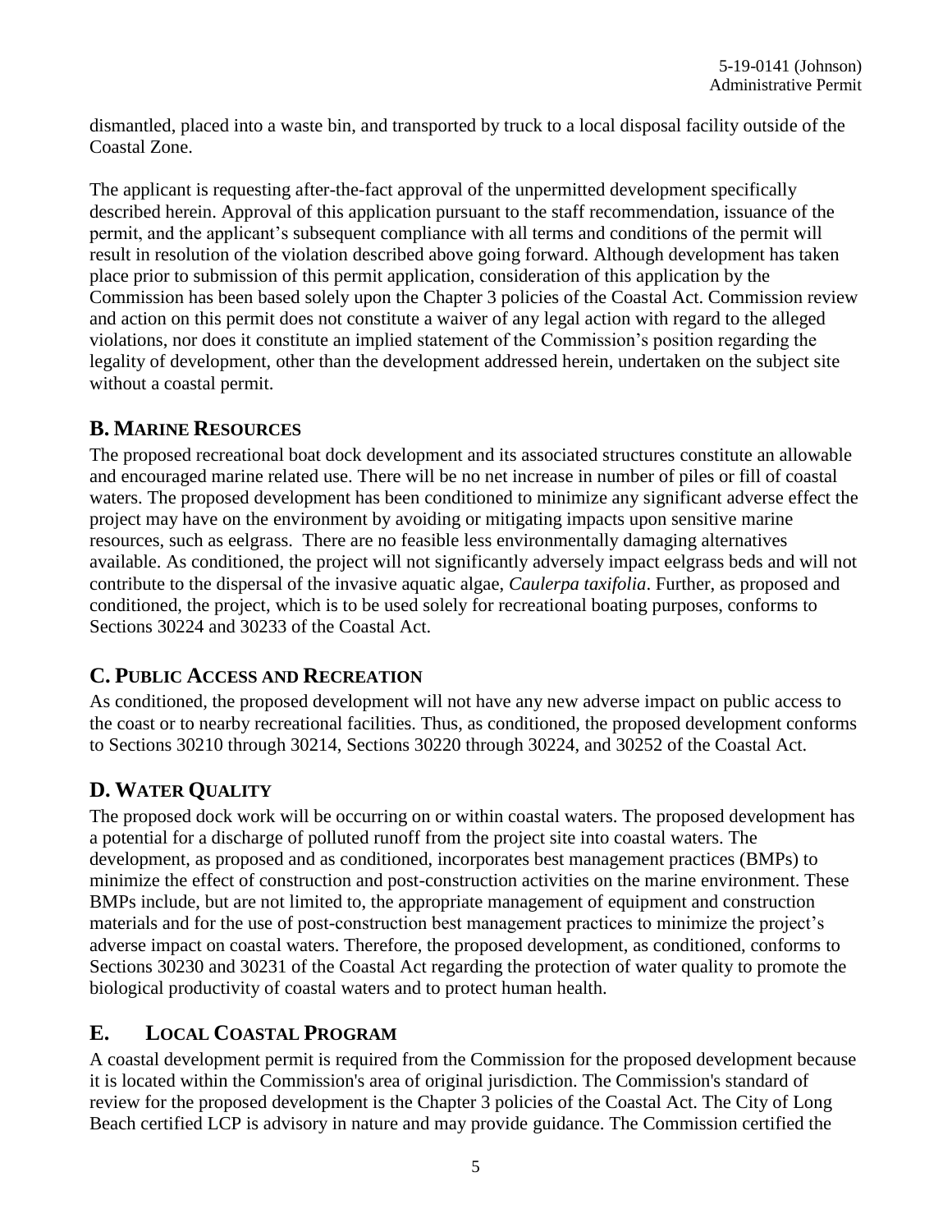dismantled, placed into a waste bin, and transported by truck to a local disposal facility outside of the Coastal Zone.

The applicant is requesting after-the-fact approval of the unpermitted development specifically described herein. Approval of this application pursuant to the staff recommendation, issuance of the permit, and the applicant's subsequent compliance with all terms and conditions of the permit will result in resolution of the violation described above going forward. Although development has taken place prior to submission of this permit application, consideration of this application by the Commission has been based solely upon the Chapter 3 policies of the Coastal Act. Commission review and action on this permit does not constitute a waiver of any legal action with regard to the alleged violations, nor does it constitute an implied statement of the Commission's position regarding the legality of development, other than the development addressed herein, undertaken on the subject site without a coastal permit.

## B. Marine Resources

The proposed recreational boat dock development and its associated structures constitute an allowable and encouraged marine related use. There will be no net increase in number of piles or fill of coastal waters. The proposed development has been conditioned to minimize any significant adverse effect the project may have on the environment by avoiding or mitigating impacts upon sensitive marine resources, such as eelgrass. There are no feasible less environmentally damaging alternatives available. As conditioned, the project will not significantly adversely impact eelgrass beds and will not contribute to the dispersal of the invasive aquatic algae, *Caulerpa taxifolia*. Further, as proposed and conditioned, the project, which is to be used solely for recreational boating purposes, conforms to Sections 30224 and 30233 of the Coastal Act.

## C. Public Access and Recreation

As conditioned, the proposed development will not have any new adverse impact on public access to the coast or to nearby recreational facilities. Thus, as conditioned, the proposed development conforms to Sections 30210 through 30214, Sections 30220 through 30224, and 30252 of the Coastal Act.

## D. Water Quality

The proposed dock work will be occurring on or within coastal waters. The proposed development has a potential for a discharge of polluted runoff from the project site into coastal waters. The development, as proposed and as conditioned, incorporates best management practices (BMPs) to minimize the effect of construction and post-construction activities on the marine environment. These BMPs include, but are not limited to, the appropriate management of equipment and construction materials and for the use of post-construction best management practices to minimize the project's adverse impact on coastal waters. Therefore, the proposed development, as conditioned, conforms to Sections 30230 and 30231 of the Coastal Act regarding the protection of water quality to promote the biological productivity of coastal waters and to protect human health.

## E. Local Coastal Program

A coastal development permit is required from the Commission for the proposed development because it is located within the Commission's area of original jurisdiction. The Commission's standard of review for the proposed development is the Chapter 3 policies of the Coastal Act. The City of Long Beach certified LCP is advisory in nature and may provide guidance. The Commission certified the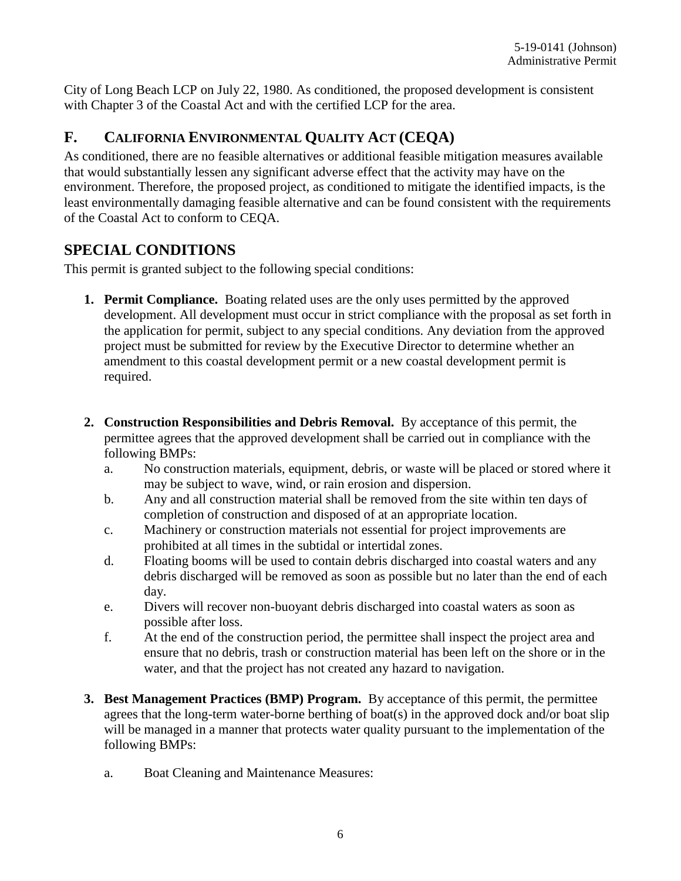City of Long Beach LCP on July 22, 1980. As conditioned, the proposed development is consistent with Chapter 3 of the Coastal Act and with the certified LCP for the area.

## F. CALIFORNIA ENVIRONMENTAL QUALITY ACT (CEQA)

As conditioned, there are no feasible alternatives or additional feasible mitigation measures available that would substantially lessen any significant adverse effect that the activity may have on the environment. Therefore, the proposed project, as conditioned to mitigate the identified impacts, is the least environmentally damaging feasible alternative and can be found consistent with the requirements of the Coastal Act to conform to CEQA.

# SPECIAL CONDITIONS

This permit is granted subject to the following special conditions:

1. **Permit Compliance.** Boating related uses are the only uses permitted by the approved development. All development must occur in strict compliance with the proposal as set forth in the application for permit, subject to any special conditions. Any deviation from the approved project must be submitted for review by the Executive Director to determine whether an amendment to this coastal development permit or a new coastal development permit is required.

2. **Construction Responsibilities and Debris Removal.** By acceptance of this permit, the permittee agrees that the approved development shall be carried out in compliance with the following BMPs:
   a. No construction materials, equipment, debris, or waste will be placed or stored where it may be subject to wave, wind, or rain erosion and dispersion.
   b. Any and all construction material shall be removed from the site within ten days of completion of construction and disposed of at an appropriate location.
   c. Machinery or construction materials not essential for project improvements are prohibited at all times in the subtidal or intertidal zones.
   d. Floating booms will be used to contain debris discharged into coastal waters and any debris discharged will be removed as soon as possible but no later than the end of each day.
   e. Divers will recover non-buoyant debris discharged into coastal waters as soon as possible after loss.
   f. At the end of the construction period, the permittee shall inspect the project area and ensure that no debris, trash or construction material has been left on the shore or in the water, and that the project has not created any hazard to navigation.

3. **Best Management Practices (BMP) Program.** By acceptance of this permit, the permittee agrees that the long-term water-borne berthing of boat(s) in the approved dock and/or boat slip will be managed in a manner that protects water quality pursuant to the implementation of the following BMPs:

   a. Boat Cleaning and Maintenance Measures: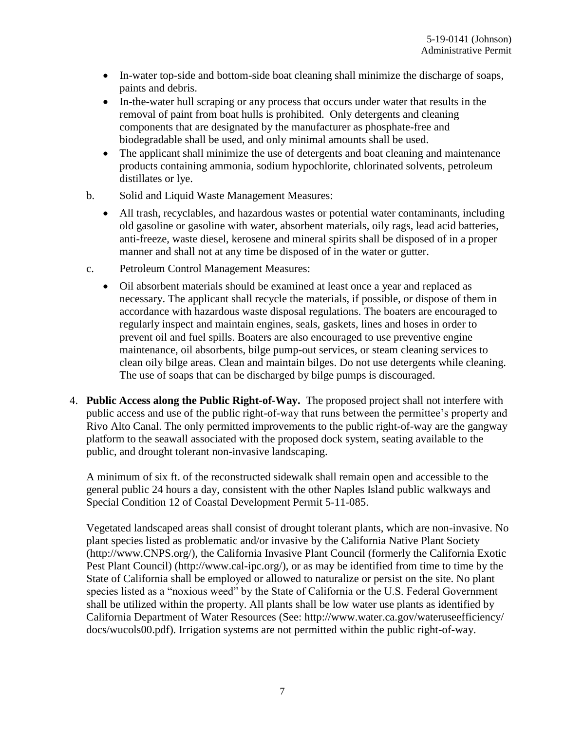- In-water top-side and bottom-side boat cleaning shall minimize the discharge of soaps, paints and debris.
- In-the-water hull scraping or any process that occurs under water that results in the removal of paint from boat hulls is prohibited. Only detergents and cleaning components that are designated by the manufacturer as phosphate-free and biodegradable shall be used, and only minimal amounts shall be used.
- The applicant shall minimize the use of detergents and boat cleaning and maintenance products containing ammonia, sodium hypochlorite, chlorinated solvents, petroleum distillates or lye.

b. Solid and Liquid Waste Management Measures:

- All trash, recyclables, and hazardous wastes or potential water contaminants, including old gasoline or gasoline with water, absorbent materials, oily rags, lead acid batteries, anti-freeze, waste diesel, kerosene and mineral spirits shall be disposed of in a proper manner and shall not at any time be disposed of in the water or gutter.

c. Petroleum Control Management Measures:

- Oil absorbent materials should be examined at least once a year and replaced as necessary. The applicant shall recycle the materials, if possible, or dispose of them in accordance with hazardous waste disposal regulations. The boaters are encouraged to regularly inspect and maintain engines, seals, gaskets, lines and hoses in order to prevent oil and fuel spills. Boaters are also encouraged to use preventive engine maintenance, oil absorbents, bilge pump-out services, or steam cleaning services to clean oily bilge areas. Clean and maintain bilges. Do not use detergents while cleaning. The use of soaps that can be discharged by bilge pumps is discouraged.

4. **Public Access along the Public Right-of-Way.** The proposed project shall not interfere with public access and use of the public right-of-way that runs between the permittee's property and Rivo Alto Canal. The only permitted improvements to the public right-of-way are the gangway platform to the seawall associated with the proposed dock system, seating available to the public, and drought tolerant non-invasive landscaping.

   A minimum of six ft. of the reconstructed sidewalk shall remain open and accessible to the general public 24 hours a day, consistent with the other Naples Island public walkways and Special Condition 12 of Coastal Development Permit 5-11-085.

   Vegetated landscaped areas shall consist of drought tolerant plants, which are non-invasive. No plant species listed as problematic and/or invasive by the California Native Plant Society (http://www.CNPS.org/), the California Invasive Plant Council (formerly the California Exotic Pest Plant Council) (http://www.cal-ipc.org/), or as may be identified from time to time by the State of California shall be employed or allowed to naturalize or persist on the site. No plant species listed as a "noxious weed" by the State of California or the U.S. Federal Government shall be utilized within the property. All plants shall be low water use plants as identified by California Department of Water Resources (See: http://www.water.ca.gov/wateruseefficiency/docs/wucols00.pdf). Irrigation systems are not permitted within the public right-of-way.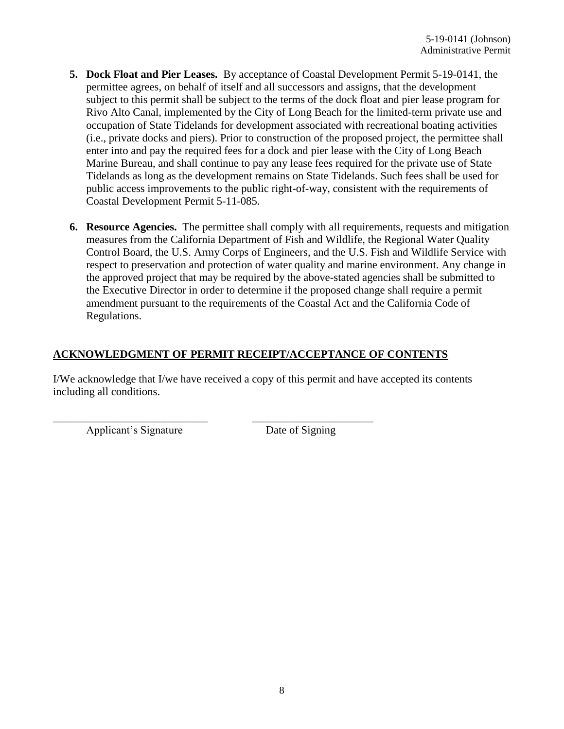5. **Dock Float and Pier Leases.** By acceptance of Coastal Development Permit 5-19-0141, the permittee agrees, on behalf of itself and all successors and assigns, that the development subject to this permit shall be subject to the terms of the dock float and pier lease program for Rivo Alto Canal, implemented by the City of Long Beach for the limited-term private use and occupation of State Tidelands for development associated with recreational boating activities (i.e., private docks and piers). Prior to construction of the proposed project, the permittee shall enter into and pay the required fees for a dock and pier lease with the City of Long Beach Marine Bureau, and shall continue to pay any lease fees required for the private use of State Tidelands as long as the development remains on State Tidelands. Such fees shall be used for public access improvements to the public right-of-way, consistent with the requirements of Coastal Development Permit 5-11-085.

6. **Resource Agencies.** The permittee shall comply with all requirements, requests and mitigation measures from the California Department of Fish and Wildlife, the Regional Water Quality Control Board, the U.S. Army Corps of Engineers, and the U.S. Fish and Wildlife Service with respect to preservation and protection of water quality and marine environment. Any change in the approved project that may be required by the above-stated agencies shall be submitted to the Executive Director in order to determine if the proposed change shall require a permit amendment pursuant to the requirements of the Coastal Act and the California Code of Regulations.

## ACKNOWLEDGMENT OF PERMIT RECEIPT/ACCEPTANCE OF CONTENTS

I/We acknowledge that I/we have received a copy of this permit and have accepted its contents including all conditions.

\_\_\_\_\_\_\_\_\_\_\_\_\_\_\_\_\_\_\_\_\_\_\_\_\_\_\_\_ &nbsp;&nbsp;&nbsp;&nbsp; \_\_\_\_\_\_\_\_\_\_\_\_\_\_\_\_\_\_\_\_\_\_

Applicant's Signature &nbsp;&nbsp;&nbsp;&nbsp; Date of Signing